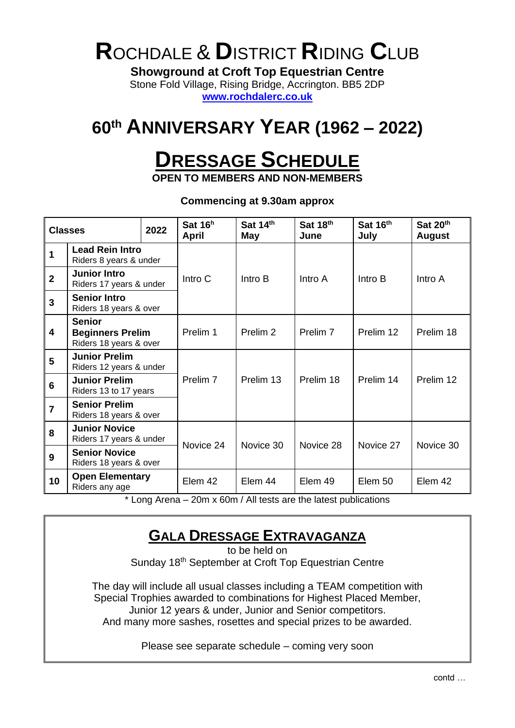# ROCHDALE & DISTRICT RIDING CLUB

**Showground at Croft Top Equestrian Centre**

Stone Fold Village, Rising Bridge, Accrington. BB5 2DP

[www.rochdalerc.co.uk](http://www.rochdalerc.co.uk)

# 60th ANNIVERSARY YEAR (1962 – 2022)

# DRESSAGE SCHEDULE

**OPEN TO MEMBERS AND NON-MEMBERS**

**Commencing at 9.30am approx**

| Classes | | 2022 | Sat 16h April | Sat 14th May | Sat 18th June | Sat 16th July | Sat 20th August |
|---|---|---|---|---|---|---|---|
| 1 | **Lead Rein Intro** Riders 8 years & under | | Intro C | Intro B | Intro A | Intro B | Intro A |
| 2 | **Junior Intro** Riders 17 years & under | | | | | | |
| 3 | **Senior Intro** Riders 18 years & over | | | | | | |
| 4 | **Senior Beginners Prelim** Riders 18 years & over | | Prelim 1 | Prelim 2 | Prelim 7 | Prelim 12 | Prelim 18 |
| 5 | **Junior Prelim** Riders 12 years & under | | Prelim 7 | Prelim 13 | Prelim 18 | Prelim 14 | Prelim 12 |
| 6 | **Junior Prelim** Riders 13 to 17 years | | | | | | |
| 7 | **Senior Prelim** Riders 18 years & over | | | | | | |
| 8 | **Junior Novice** Riders 17 years & under | | Novice 24 | Novice 30 | Novice 28 | Novice 27 | Novice 30 |
| 9 | **Senior Novice** Riders 18 years & over | | | | | | |
| 10 | **Open Elementary** Riders any age | | Elem 42 | Elem 44 | Elem 49 | Elem 50 | Elem 42 |

\* Long Arena – 20m x 60m / All tests are the latest publications

## GALA DRESSAGE EXTRAVAGANZA

to be held on

Sunday 18th September at Croft Top Equestrian Centre

The day will include all usual classes including a TEAM competition with Special Trophies awarded to combinations for Highest Placed Member, Junior 12 years & under, Junior and Senior competitors.
And many more sashes, rosettes and special prizes to be awarded.

Please see separate schedule – coming very soon

contd …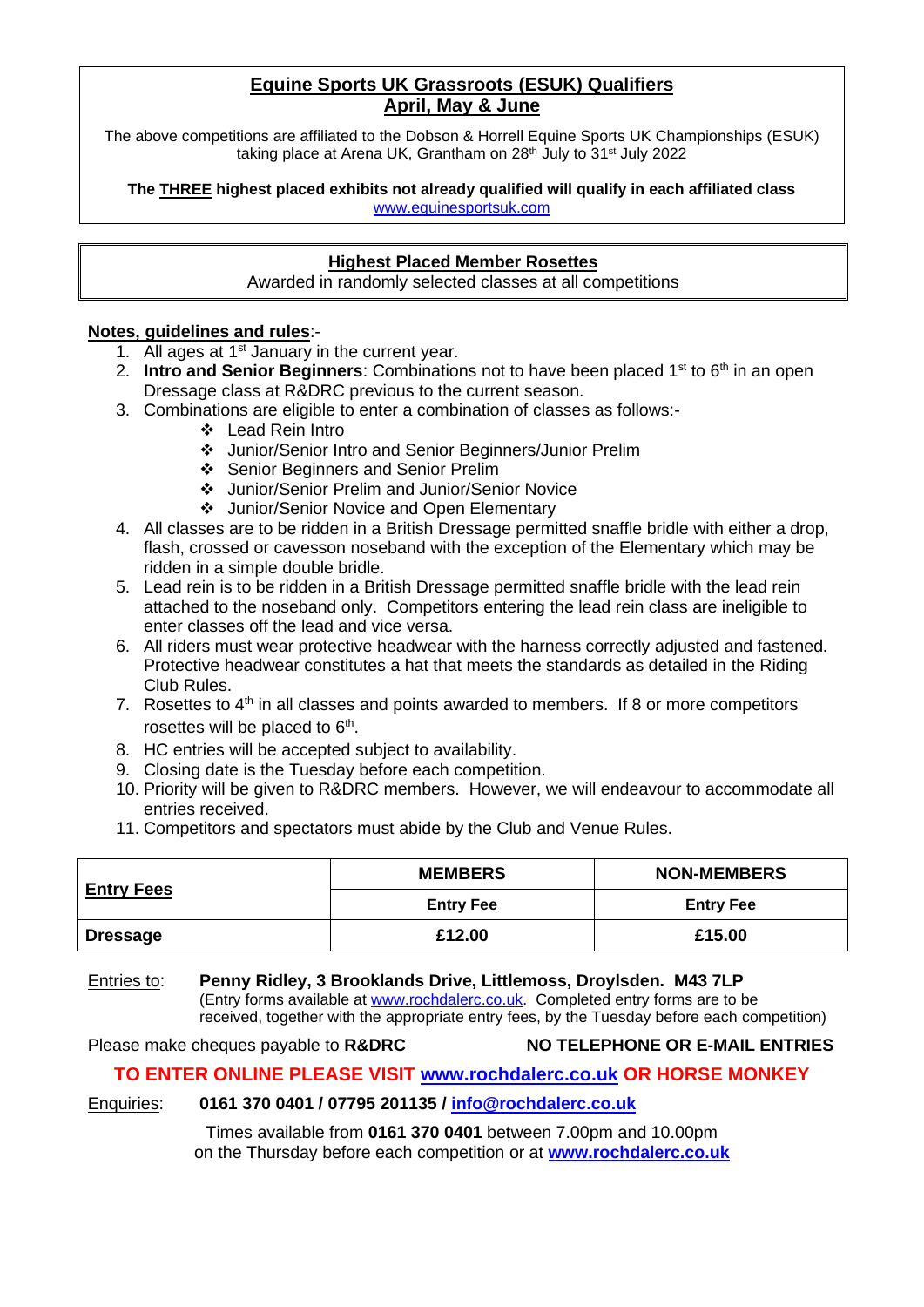## Equine Sports UK Grassroots (ESUK) Qualifiers
## April, May & June

The above competitions are affiliated to the Dobson & Horrell Equine Sports UK Championships (ESUK) taking place at Arena UK, Grantham on 28th July to 31st July 2022

**The THREE highest placed exhibits not already qualified will qualify in each affiliated class**
www.equinesportsuk.com

### Highest Placed Member Rosettes

Awarded in randomly selected classes at all competitions

**Notes, guidelines and rules**:-

1. All ages at 1st January in the current year.
2. **Intro and Senior Beginners**: Combinations not to have been placed 1st to 6th in an open Dressage class at R&DRC previous to the current season.
3. Combinations are eligible to enter a combination of classes as follows:-
   - Lead Rein Intro
   - Junior/Senior Intro and Senior Beginners/Junior Prelim
   - Senior Beginners and Senior Prelim
   - Junior/Senior Prelim and Junior/Senior Novice
   - Junior/Senior Novice and Open Elementary
4. All classes are to be ridden in a British Dressage permitted snaffle bridle with either a drop, flash, crossed or cavesson noseband with the exception of the Elementary which may be ridden in a simple double bridle.
5. Lead rein is to be ridden in a British Dressage permitted snaffle bridle with the lead rein attached to the noseband only. Competitors entering the lead rein class are ineligible to enter classes off the lead and vice versa.
6. All riders must wear protective headwear with the harness correctly adjusted and fastened. Protective headwear constitutes a hat that meets the standards as detailed in the Riding Club Rules.
7. Rosettes to 4th in all classes and points awarded to members. If 8 or more competitors rosettes will be placed to 6th.
8. HC entries will be accepted subject to availability.
9. Closing date is the Tuesday before each competition.
10. Priority will be given to R&DRC members. However, we will endeavour to accommodate all entries received.
11. Competitors and spectators must abide by the Club and Venue Rules.

| **Entry Fees** | **MEMBERS** | **NON-MEMBERS** |
|---|---|---|
| | **Entry Fee** | **Entry Fee** |
| **Dressage** | **£12.00** | **£15.00** |

Entries to: **Penny Ridley, 3 Brooklands Drive, Littlemoss, Droylsden. M43 7LP**
(Entry forms available at www.rochdalerc.co.uk. Completed entry forms are to be received, together with the appropriate entry fees, by the Tuesday before each competition)

Please make cheques payable to **R&DRC** **NO TELEPHONE OR E-MAIL ENTRIES**

**TO ENTER ONLINE PLEASE VISIT www.rochdalerc.co.uk OR HORSE MONKEY**

Enquiries: **0161 370 0401 / 07795 201135 / info@rochdalerc.co.uk**

Times available from **0161 370 0401** between 7.00pm and 10.00pm on the Thursday before each competition or at **www.rochdalerc.co.uk**